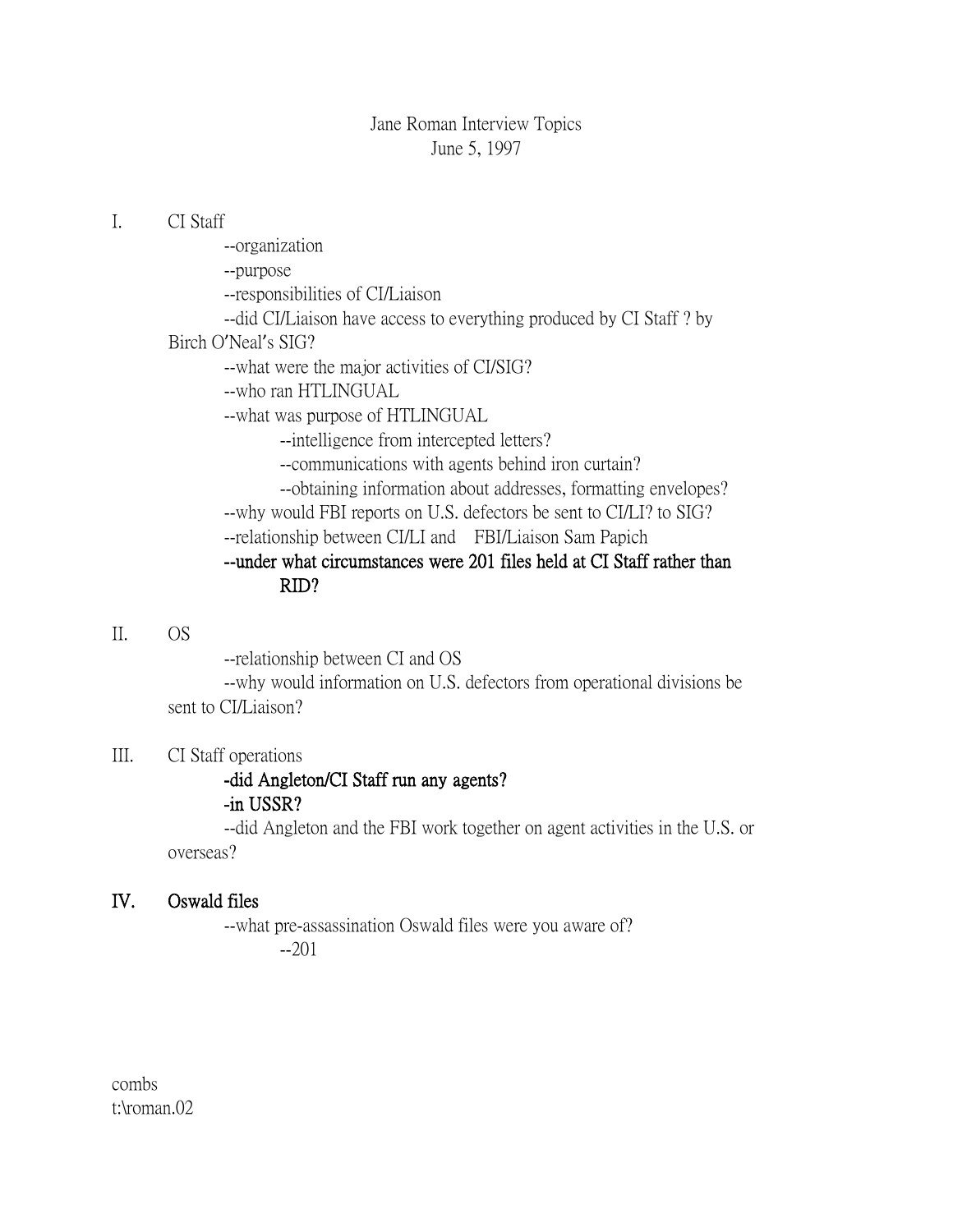Jane Roman Interview Topics
June 5, 1997

I. CI Staff

--organization

--purpose

--responsibilities of CI/Liaison

--did CI/Liaison have access to everything produced by CI Staff ? by Birch O'Neal's SIG?

--what were the major activities of CI/SIG?

--who ran HTLINGUAL

--what was purpose of HTLINGUAL

--intelligence from intercepted letters?

--communications with agents behind iron curtain?

--obtaining information about addresses, formatting envelopes?

--why would FBI reports on U.S. defectors be sent to CI/LI? to SIG?

--relationship between CI/LI and FBI/Liaison Sam Papich

**--under what circumstances were 201 files held at CI Staff rather than RID?**

II. OS

--relationship between CI and OS

--why would information on U.S. defectors from operational divisions be sent to CI/Liaison?

III. CI Staff operations

**-did Angleton/CI Staff run any agents?**

**-in USSR?**

--did Angleton and the FBI work together on agent activities in the U.S. or overseas?

**IV. Oswald files**

--what pre-assassination Oswald files were you aware of?

--201

combs
t:\roman.02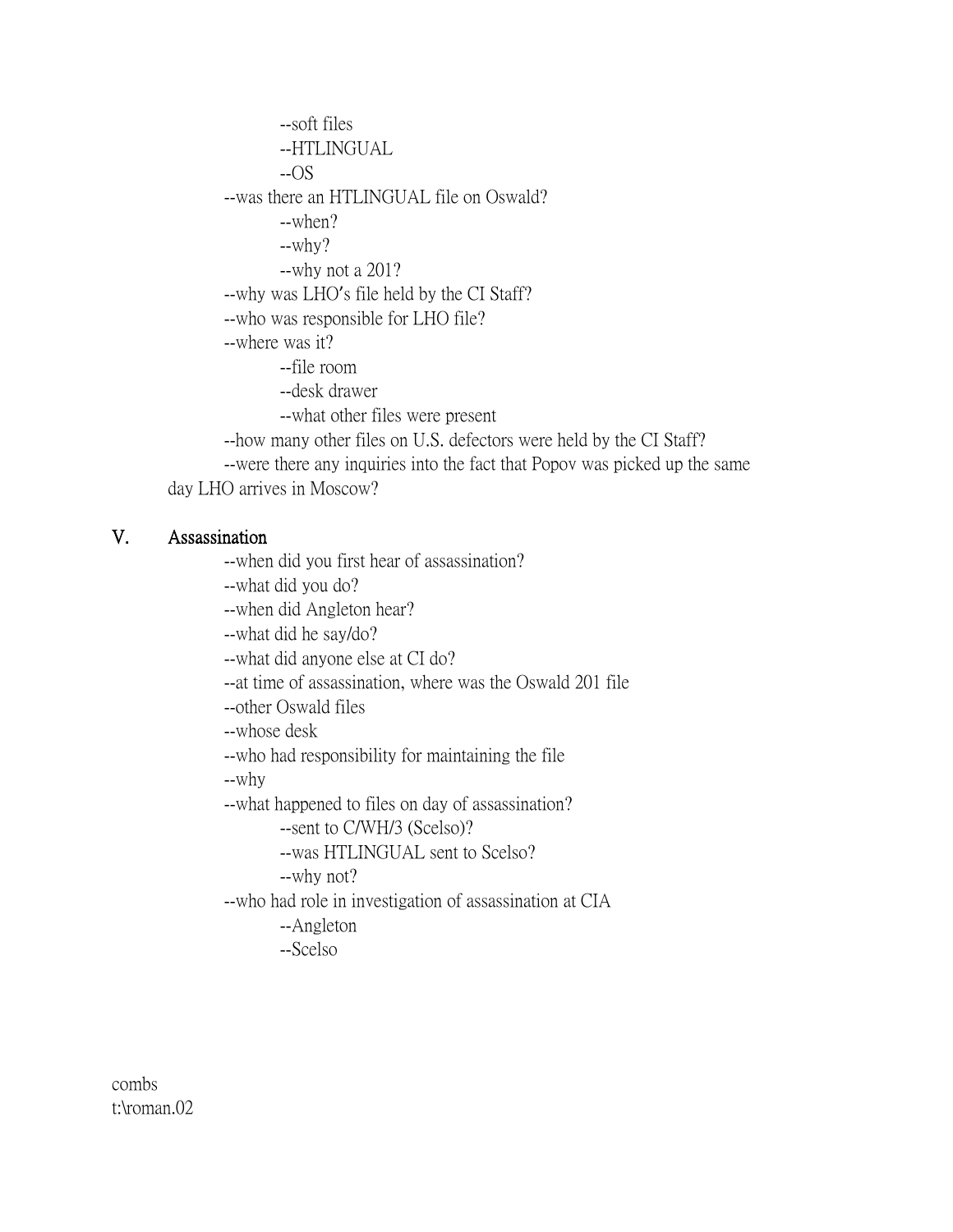- --soft files
- --HTLINGUAL
- --OS

--was there an HTLINGUAL file on Oswald?

- --when?
- --why?
- --why not a 201?

--why was LHO's file held by the CI Staff?

--who was responsible for LHO file?

--where was it?

- --file room
- --desk drawer
- --what other files were present

--how many other files on U.S. defectors were held by the CI Staff?

--were there any inquiries into the fact that Popov was picked up the same day LHO arrives in Moscow?

## V. Assassination

--when did you first hear of assassination?

--what did you do?

--when did Angleton hear?

--what did he say/do?

--what did anyone else at CI do?

--at time of assassination, where was the Oswald 201 file

--other Oswald files

--whose desk

--who had responsibility for maintaining the file

--why

--what happened to files on day of assassination?

- --sent to C/WH/3 (Scelso)?
- --was HTLINGUAL sent to Scelso?
- --why not?

--who had role in investigation of assassination at CIA

- --Angleton
- --Scelso

combs
t:\roman.02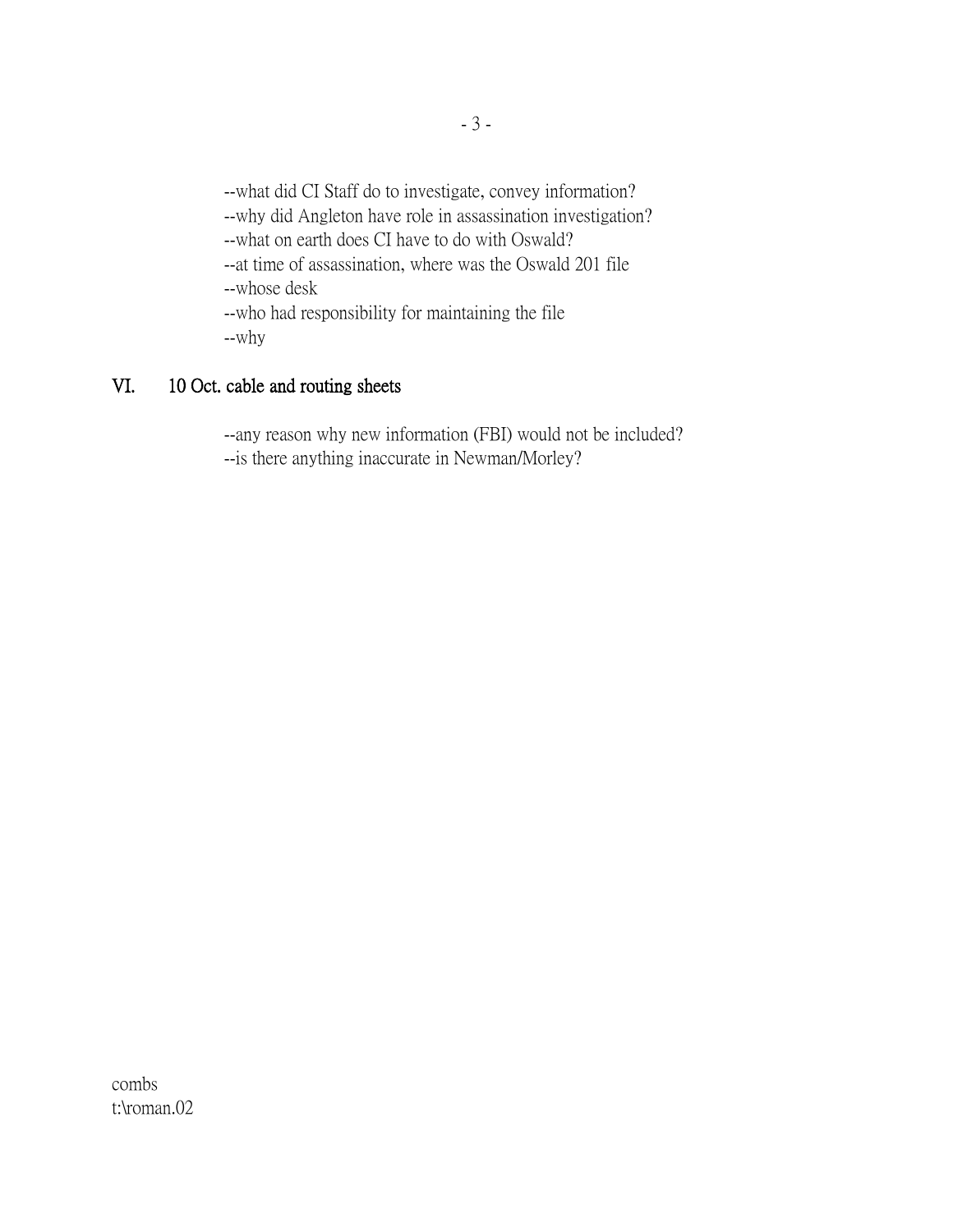--what did CI Staff do to investigate, convey information?
--why did Angleton have role in assassination investigation?
--what on earth does CI have to do with Oswald?
--at time of assassination, where was the Oswald 201 file
--whose desk
--who had responsibility for maintaining the file
--why

## VI. 10 Oct. cable and routing sheets

--any reason why new information (FBI) would not be included?
--is there anything inaccurate in Newman/Morley?

combs
t:\roman.02